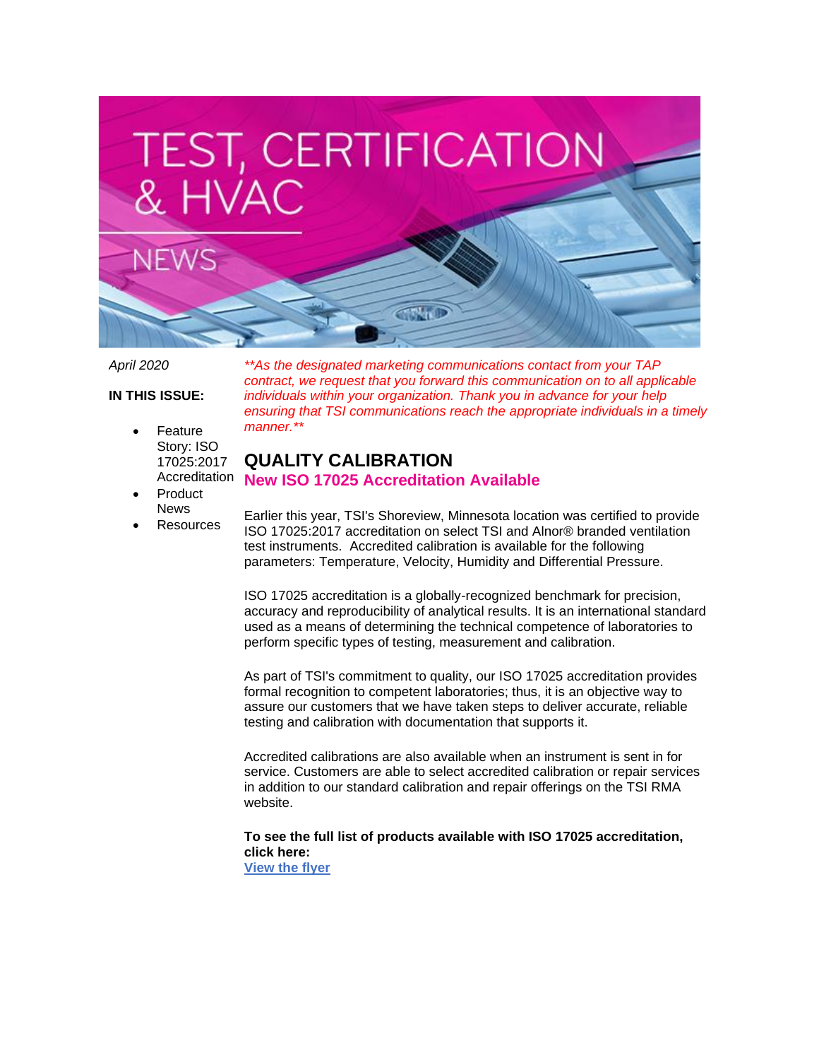# TEST, CERTIFICATION & HVAC NEWS

*April 2020*

**IN THIS ISSUE:**

- Feature Story: ISO 17025:2017 Accreditation
- Product News
- Resources

*\*\*As the designated marketing communications contact from your TAP contract, we request that you forward this communication on to all applicable individuals within your organization. Thank you in advance for your help ensuring that TSI communications reach the appropriate individuals in a timely manner.\*\**

## QUALITY CALIBRATION

### New ISO 17025 Accreditation Available

Earlier this year, TSI's Shoreview, Minnesota location was certified to provide ISO 17025:2017 accreditation on select TSI and Alnor® branded ventilation test instruments. Accredited calibration is available for the following parameters: Temperature, Velocity, Humidity and Differential Pressure.

ISO 17025 accreditation is a globally-recognized benchmark for precision, accuracy and reproducibility of analytical results. It is an international standard used as a means of determining the technical competence of laboratories to perform specific types of testing, measurement and calibration.

As part of TSI's commitment to quality, our ISO 17025 accreditation provides formal recognition to competent laboratories; thus, it is an objective way to assure our customers that we have taken steps to deliver accurate, reliable testing and calibration with documentation that supports it.

Accredited calibrations are also available when an instrument is sent in for service. Customers are able to select accredited calibration or repair services in addition to our standard calibration and repair offerings on the TSI RMA website.

**To see the full list of products available with ISO 17025 accreditation, click here:**
**View the flyer**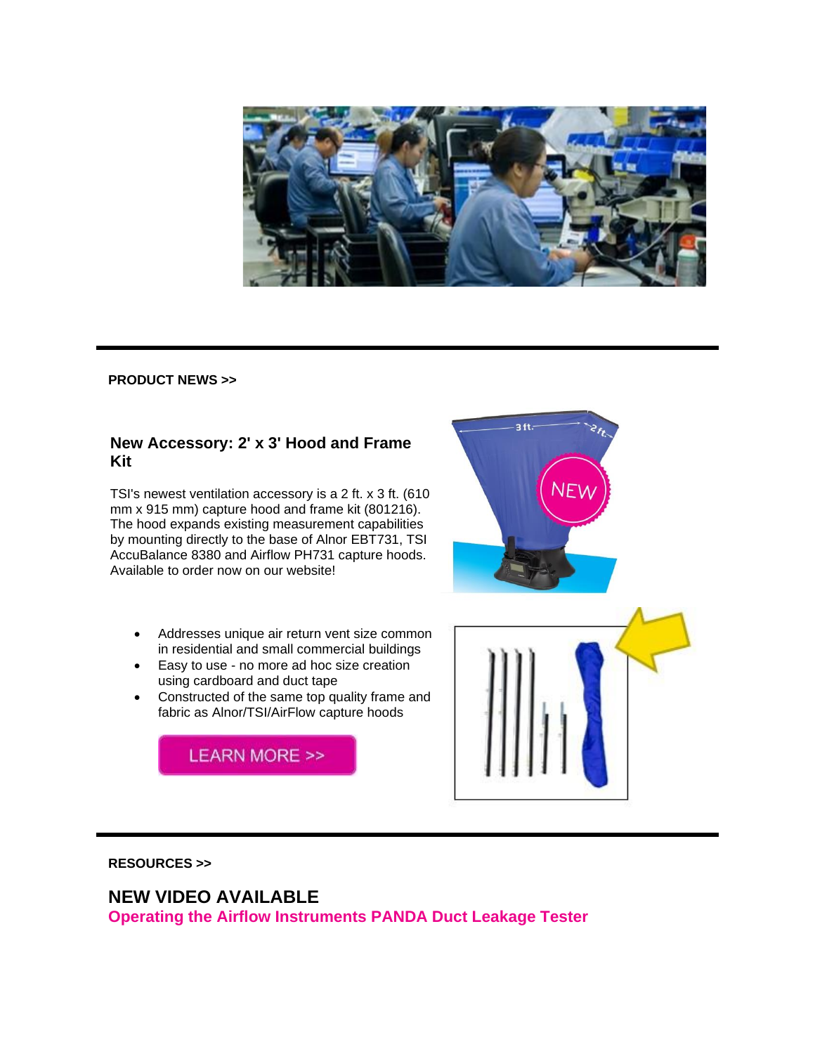**PRODUCT NEWS >>**

### New Accessory: 2' x 3' Hood and Frame Kit

TSI's newest ventilation accessory is a 2 ft. x 3 ft. (610 mm x 915 mm) capture hood and frame kit (801216). The hood expands existing measurement capabilities by mounting directly to the base of Alnor EBT731, TSI AccuBalance 8380 and Airflow PH731 capture hoods. Available to order now on our website!

- Addresses unique air return vent size common in residential and small commercial buildings
- Easy to use - no more ad hoc size creation using cardboard and duct tape
- Constructed of the same top quality frame and fabric as Alnor/TSI/AirFlow capture hoods

LEARN MORE >>

**RESOURCES >>**

## NEW VIDEO AVAILABLE

**Operating the Airflow Instruments PANDA Duct Leakage Tester**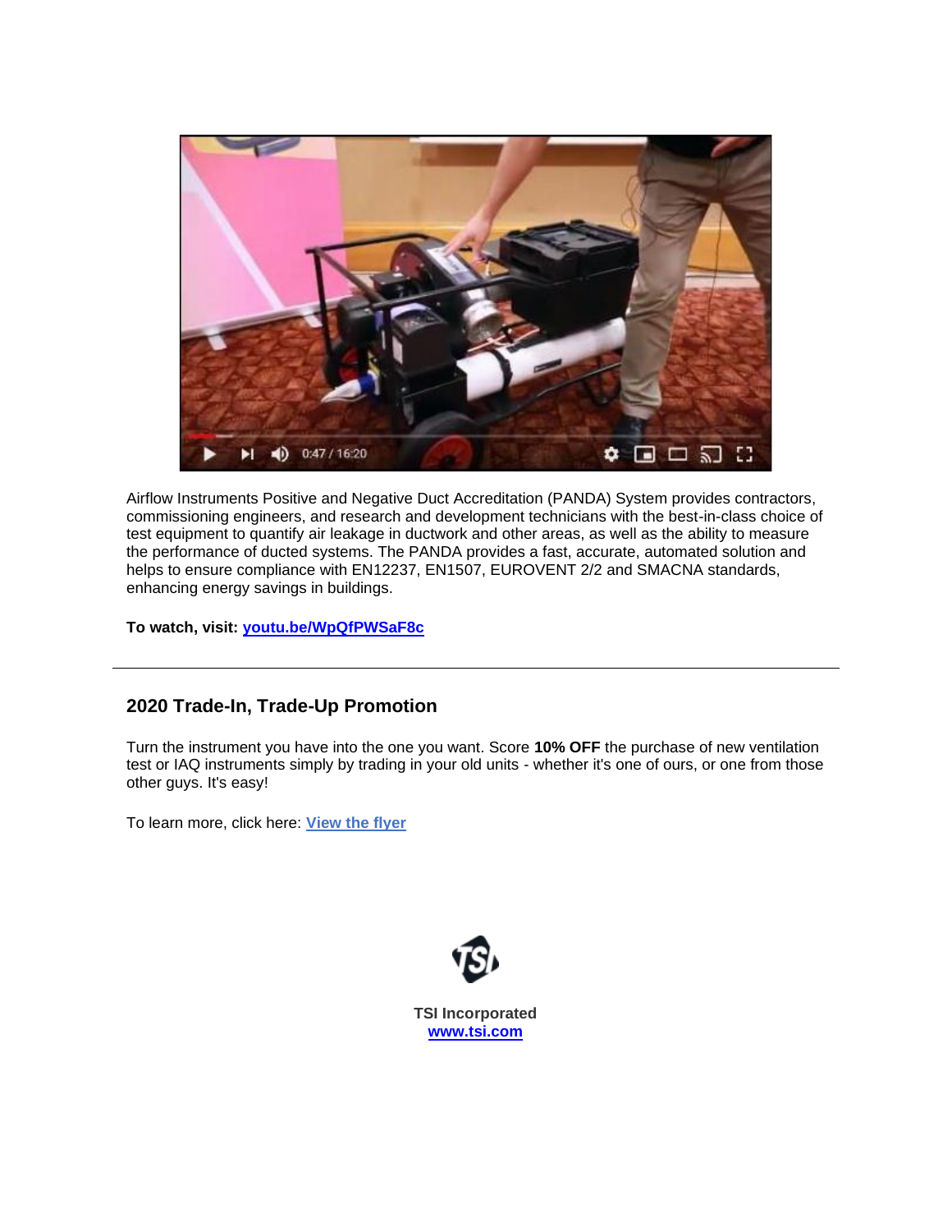Airflow Instruments Positive and Negative Duct Accreditation (PANDA) System provides contractors, commissioning engineers, and research and development technicians with the best-in-class choice of test equipment to quantify air leakage in ductwork and other areas, as well as the ability to measure the performance of ducted systems. The PANDA provides a fast, accurate, automated solution and helps to ensure compliance with EN12237, EN1507, EUROVENT 2/2 and SMACNA standards, enhancing energy savings in buildings.

**To watch, visit: youtu.be/WpQfPWSaF8c**

---

## 2020 Trade-In, Trade-Up Promotion

Turn the instrument you have into the one you want. Score **10% OFF** the purchase of new ventilation test or IAQ instruments simply by trading in your old units - whether it's one of ours, or one from those other guys. It's easy!

To learn more, click here: **View the flyer**

**TSI Incorporated**
**www.tsi.com**